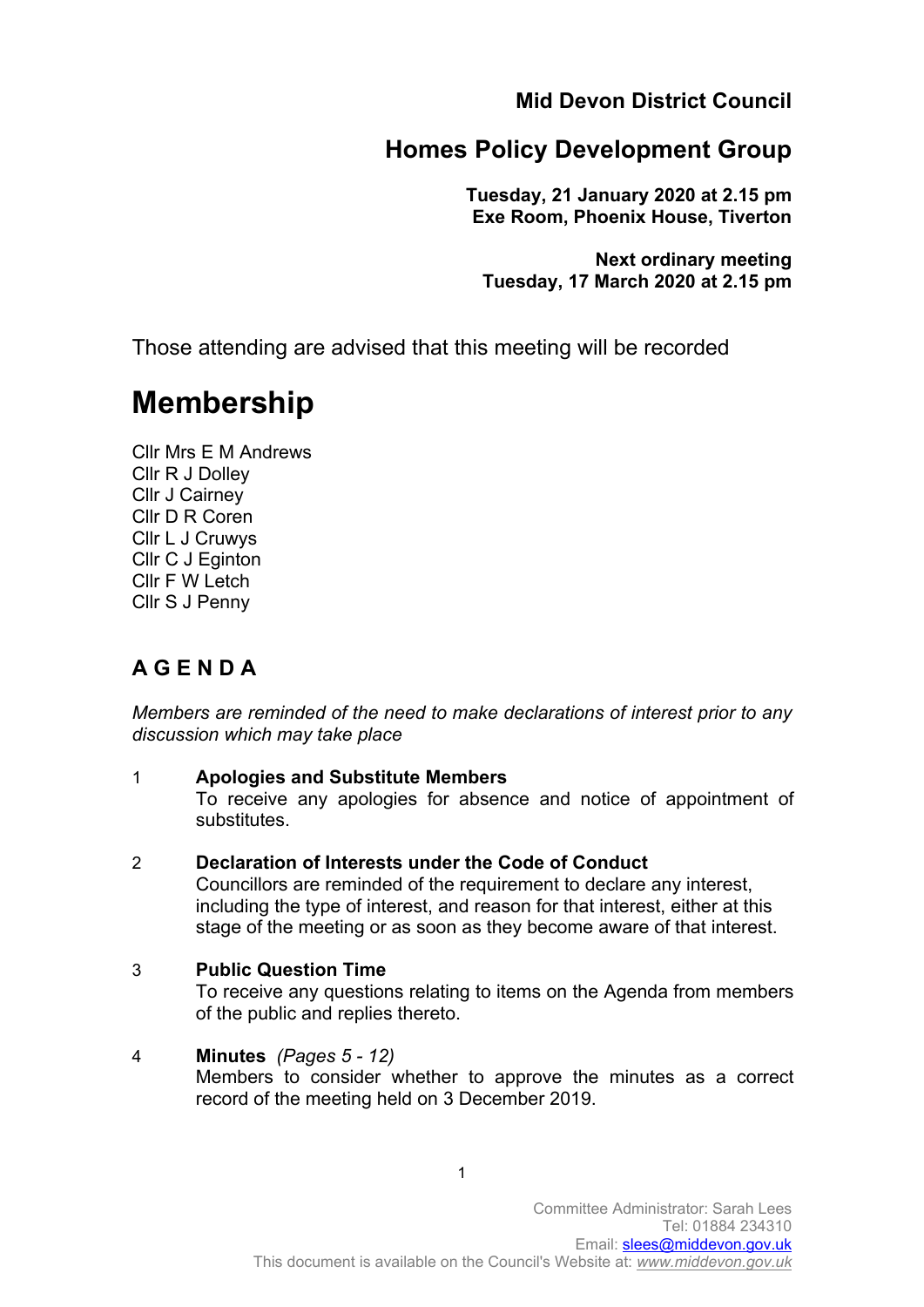**Mid Devon District Council**

# Homes Policy Development Group

**Tuesday, 21 January 2020 at 2.15 pm**
**Exe Room, Phoenix House, Tiverton**

**Next ordinary meeting**
**Tuesday, 17 March 2020 at 2.15 pm**

Those attending are advised that this meeting will be recorded

# Membership

Cllr Mrs E M Andrews
Cllr R J Dolley
Cllr J Cairney
Cllr D R Coren
Cllr L J Cruwys
Cllr C J Eginton
Cllr F W Letch
Cllr S J Penny

## A G E N D A

*Members are reminded of the need to make declarations of interest prior to any discussion which may take place*

1 **Apologies and Substitute Members**
To receive any apologies for absence and notice of appointment of substitutes.

2 **Declaration of Interests under the Code of Conduct**
Councillors are reminded of the requirement to declare any interest, including the type of interest, and reason for that interest, either at this stage of the meeting or as soon as they become aware of that interest.

3 **Public Question Time**
To receive any questions relating to items on the Agenda from members of the public and replies thereto.

4 **Minutes** *(Pages 5 - 12)*
Members to consider whether to approve the minutes as a correct record of the meeting held on 3 December 2019.

Committee Administrator: Sarah Lees
Tel: 01884 234310
Email: slees@middevon.gov.uk
This document is available on the Council's Website at: *www.middevon.gov.uk*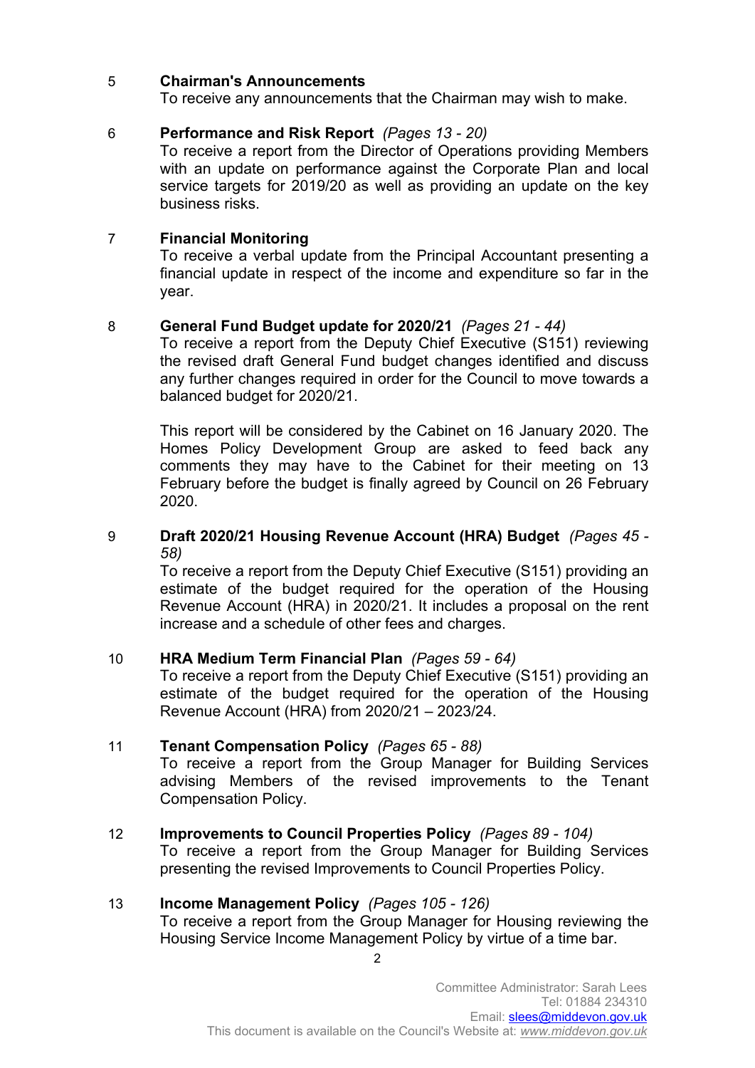5 **Chairman's Announcements**
To receive any announcements that the Chairman may wish to make.

6 **Performance and Risk Report** *(Pages 13 - 20)*
To receive a report from the Director of Operations providing Members with an update on performance against the Corporate Plan and local service targets for 2019/20 as well as providing an update on the key business risks.

7 **Financial Monitoring**
To receive a verbal update from the Principal Accountant presenting a financial update in respect of the income and expenditure so far in the year.

8 **General Fund Budget update for 2020/21** *(Pages 21 - 44)*
To receive a report from the Deputy Chief Executive (S151) reviewing the revised draft General Fund budget changes identified and discuss any further changes required in order for the Council to move towards a balanced budget for 2020/21.

This report will be considered by the Cabinet on 16 January 2020. The Homes Policy Development Group are asked to feed back any comments they may have to the Cabinet for their meeting on 13 February before the budget is finally agreed by Council on 26 February 2020.

9 **Draft 2020/21 Housing Revenue Account (HRA) Budget** *(Pages 45 - 58)*
To receive a report from the Deputy Chief Executive (S151) providing an estimate of the budget required for the operation of the Housing Revenue Account (HRA) in 2020/21. It includes a proposal on the rent increase and a schedule of other fees and charges.

10 **HRA Medium Term Financial Plan** *(Pages 59 - 64)*
To receive a report from the Deputy Chief Executive (S151) providing an estimate of the budget required for the operation of the Housing Revenue Account (HRA) from 2020/21 – 2023/24.

11 **Tenant Compensation Policy** *(Pages 65 - 88)*
To receive a report from the Group Manager for Building Services advising Members of the revised improvements to the Tenant Compensation Policy.

12 **Improvements to Council Properties Policy** *(Pages 89 - 104)*
To receive a report from the Group Manager for Building Services presenting the revised Improvements to Council Properties Policy.

13 **Income Management Policy** *(Pages 105 - 126)*
To receive a report from the Group Manager for Housing reviewing the Housing Service Income Management Policy by virtue of a time bar.

Committee Administrator: Sarah Lees
Tel: 01884 234310
Email: slees@middevon.gov.uk
This document is available on the Council's Website at: *www.middevon.gov.uk*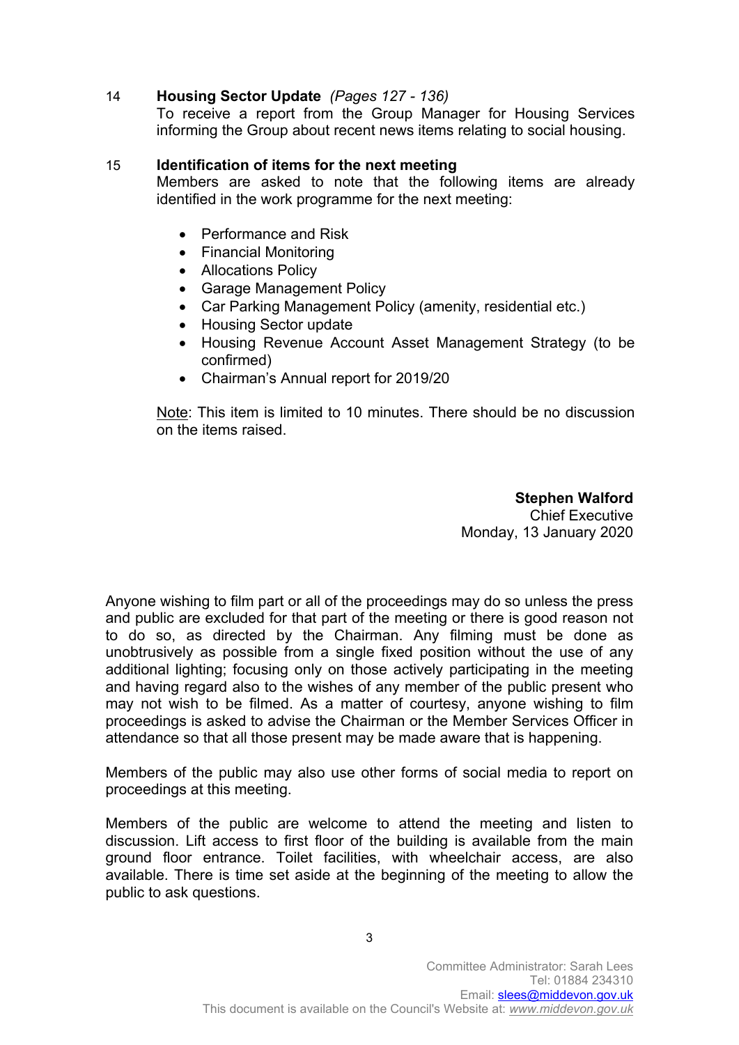14 **Housing Sector Update** *(Pages 127 - 136)*

To receive a report from the Group Manager for Housing Services informing the Group about recent news items relating to social housing.

15 **Identification of items for the next meeting**

Members are asked to note that the following items are already identified in the work programme for the next meeting:

- Performance and Risk
- Financial Monitoring
- Allocations Policy
- Garage Management Policy
- Car Parking Management Policy (amenity, residential etc.)
- Housing Sector update
- Housing Revenue Account Asset Management Strategy (to be confirmed)
- Chairman's Annual report for 2019/20

Note: This item is limited to 10 minutes. There should be no discussion on the items raised.

**Stephen Walford**
Chief Executive
Monday, 13 January 2020

Anyone wishing to film part or all of the proceedings may do so unless the press and public are excluded for that part of the meeting or there is good reason not to do so, as directed by the Chairman. Any filming must be done as unobtrusively as possible from a single fixed position without the use of any additional lighting; focusing only on those actively participating in the meeting and having regard also to the wishes of any member of the public present who may not wish to be filmed. As a matter of courtesy, anyone wishing to film proceedings is asked to advise the Chairman or the Member Services Officer in attendance so that all those present may be made aware that is happening.

Members of the public may also use other forms of social media to report on proceedings at this meeting.

Members of the public are welcome to attend the meeting and listen to discussion. Lift access to first floor of the building is available from the main ground floor entrance. Toilet facilities, with wheelchair access, are also available. There is time set aside at the beginning of the meeting to allow the public to ask questions.

Committee Administrator: Sarah Lees
Tel: 01884 234310
Email: slees@middevon.gov.uk
This document is available on the Council's Website at: *www.middevon.gov.uk*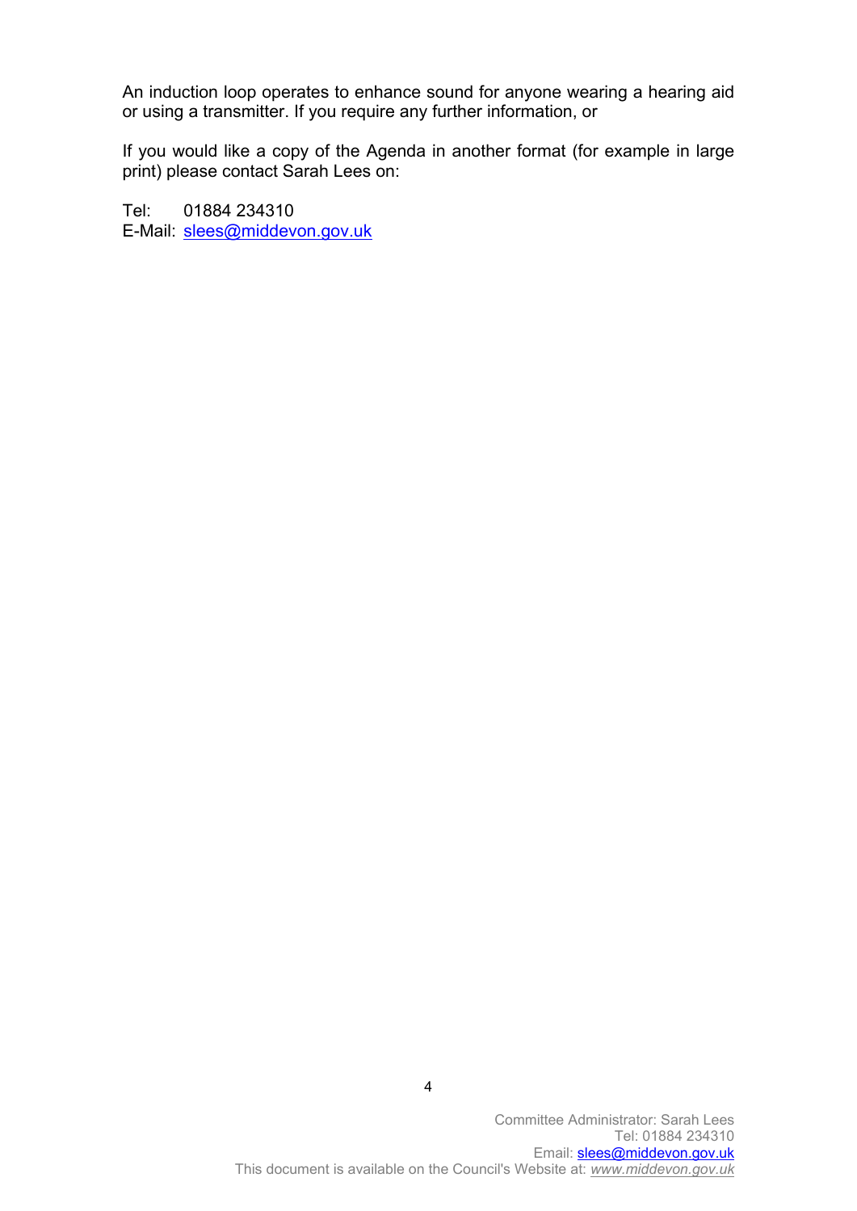An induction loop operates to enhance sound for anyone wearing a hearing aid or using a transmitter. If you require any further information, or

If you would like a copy of the Agenda in another format (for example in large print) please contact Sarah Lees on:

Tel: 01884 234310
E-Mail: slees@middevon.gov.uk